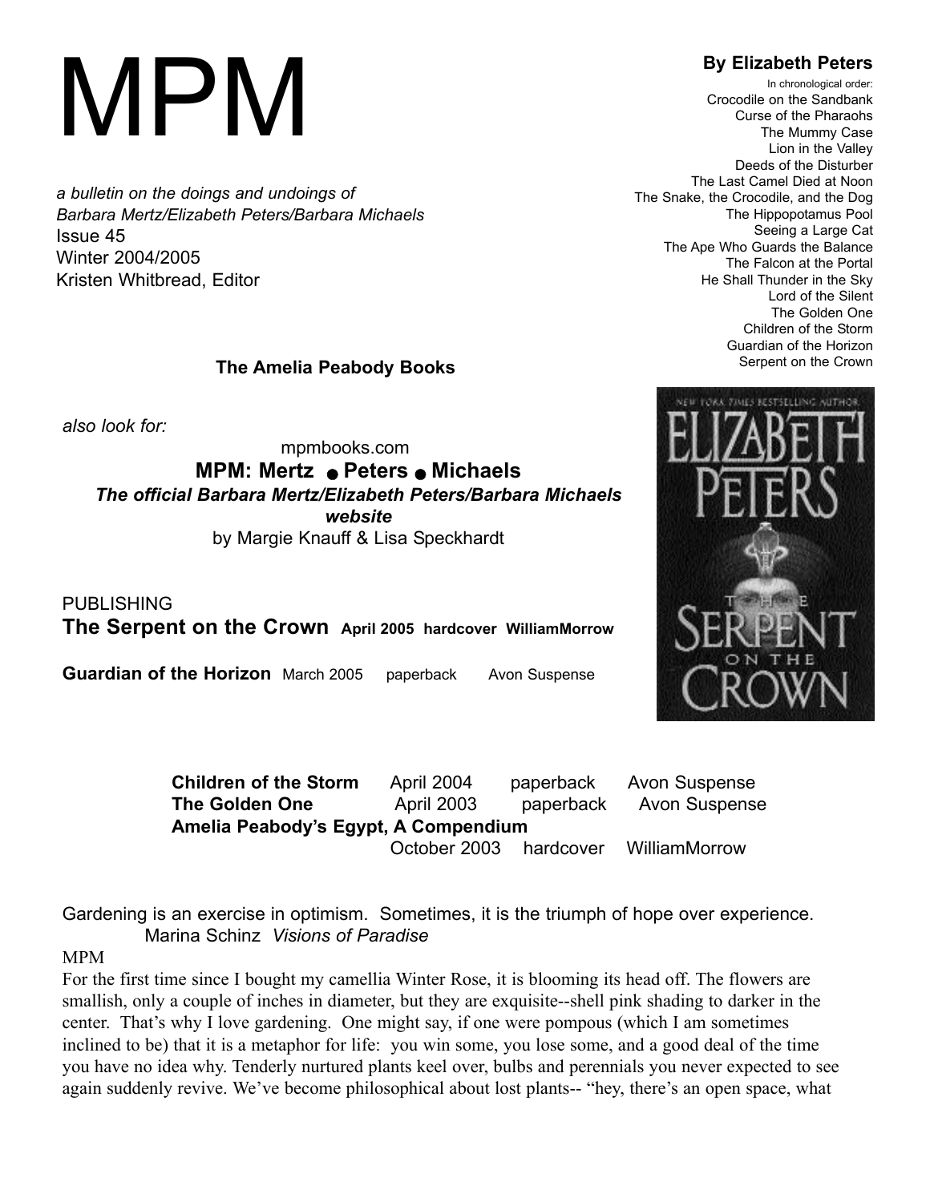# MPM

*a bulletin on the doings and undoings of*
*Barbara Mertz/Elizabeth Peters/Barbara Michaels*
Issue 45
Winter 2004/2005
Kristen Whitbread, Editor

**By Elizabeth Peters**

In chronological order:
Crocodile on the Sandbank
Curse of the Pharaohs
The Mummy Case
Lion in the Valley
Deeds of the Disturber
The Last Camel Died at Noon
The Snake, the Crocodile, and the Dog
The Hippopotamus Pool
Seeing a Large Cat
The Ape Who Guards the Balance
The Falcon at the Portal
He Shall Thunder in the Sky
Lord of the Silent
The Golden One
Children of the Storm
Guardian of the Horizon
Serpent on the Crown

**The Amelia Peabody Books**

*also look for:*

mpmbooks.com
**MPM: Mertz ● Peters ● Michaels**
***The official Barbara Mertz/Elizabeth Peters/Barbara Michaels website***
by Margie Knauff & Lisa Speckhardt

PUBLISHING

**The Serpent on the Crown** **April 2005 hardcover WilliamMorrow**

**Guardian of the Horizon** March 2005 paperback Avon Suspense

| | | | |
|---|---|---|---|
| **Children of the Storm** | April 2004 | paperback | Avon Suspense |
| **The Golden One** | April 2003 | paperback | Avon Suspense |
| **Amelia Peabody's Egypt, A Compendium** | October 2003 | hardcover | WilliamMorrow |

Gardening is an exercise in optimism. Sometimes, it is the triumph of hope over experience.
Marina Schinz *Visions of Paradise*

MPM

For the first time since I bought my camellia Winter Rose, it is blooming its head off. The flowers are smallish, only a couple of inches in diameter, but they are exquisite--shell pink shading to darker in the center. That's why I love gardening. One might say, if one were pompous (which I am sometimes inclined to be) that it is a metaphor for life: you win some, you lose some, and a good deal of the time you have no idea why. Tenderly nurtured plants keel over, bulbs and perennials you never expected to see again suddenly revive. We've become philosophical about lost plants-- "hey, there's an open space, what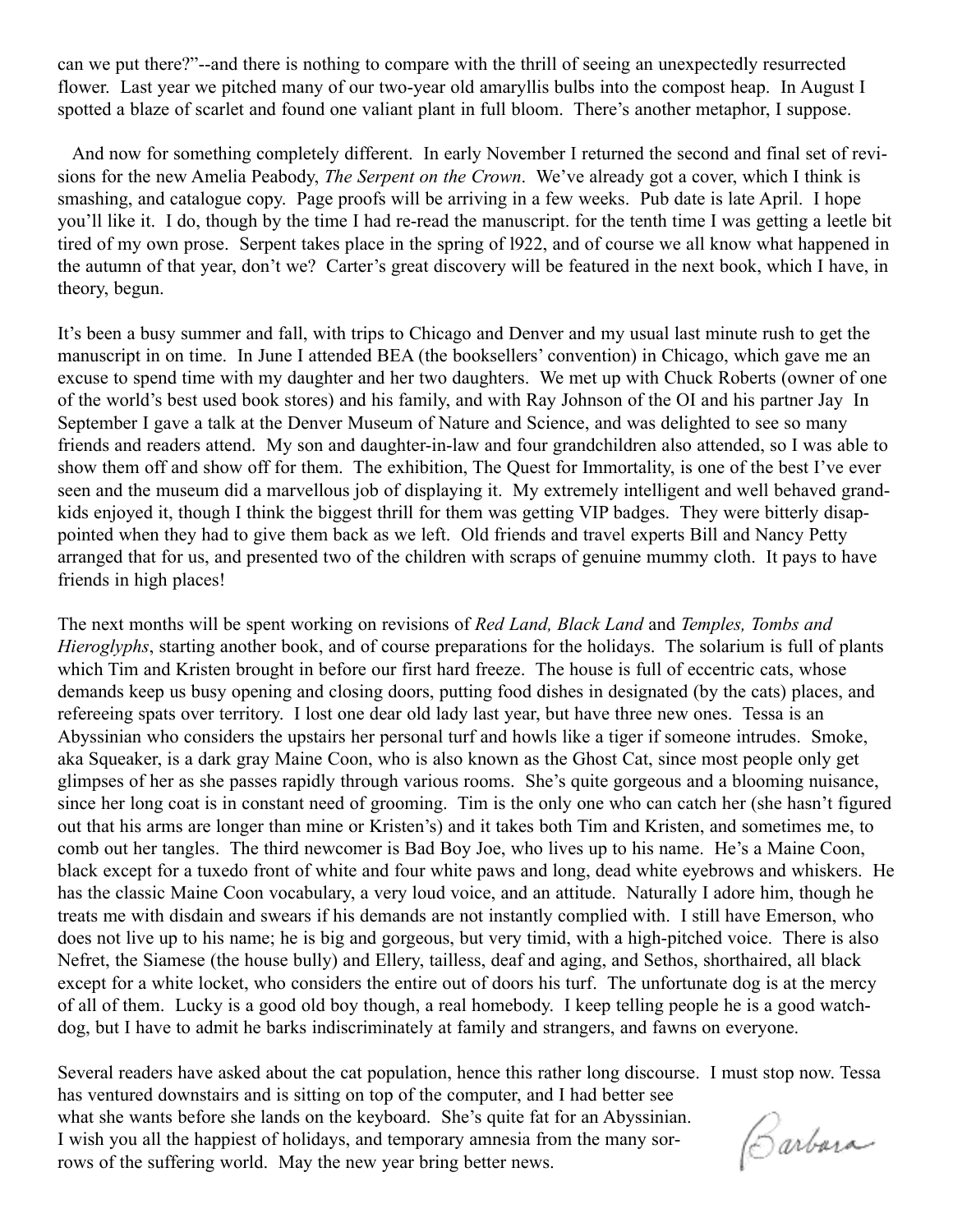can we put there?"--and there is nothing to compare with the thrill of seeing an unexpectedly resurrected flower. Last year we pitched many of our two-year old amaryllis bulbs into the compost heap. In August I spotted a blaze of scarlet and found one valiant plant in full bloom. There's another metaphor, I suppose.

And now for something completely different. In early November I returned the second and final set of revisions for the new Amelia Peabody, *The Serpent on the Crown*. We've already got a cover, which I think is smashing, and catalogue copy. Page proofs will be arriving in a few weeks. Pub date is late April. I hope you'll like it. I do, though by the time I had re-read the manuscript. for the tenth time I was getting a leetle bit tired of my own prose. Serpent takes place in the spring of l922, and of course we all know what happened in the autumn of that year, don't we? Carter's great discovery will be featured in the next book, which I have, in theory, begun.

It's been a busy summer and fall, with trips to Chicago and Denver and my usual last minute rush to get the manuscript in on time. In June I attended BEA (the booksellers' convention) in Chicago, which gave me an excuse to spend time with my daughter and her two daughters. We met up with Chuck Roberts (owner of one of the world's best used book stores) and his family, and with Ray Johnson of the OI and his partner Jay In September I gave a talk at the Denver Museum of Nature and Science, and was delighted to see so many friends and readers attend. My son and daughter-in-law and four grandchildren also attended, so I was able to show them off and show off for them. The exhibition, The Quest for Immortality, is one of the best I've ever seen and the museum did a marvellous job of displaying it. My extremely intelligent and well behaved grandkids enjoyed it, though I think the biggest thrill for them was getting VIP badges. They were bitterly disappointed when they had to give them back as we left. Old friends and travel experts Bill and Nancy Petty arranged that for us, and presented two of the children with scraps of genuine mummy cloth. It pays to have friends in high places!

The next months will be spent working on revisions of *Red Land, Black Land* and *Temples, Tombs and Hieroglyphs*, starting another book, and of course preparations for the holidays. The solarium is full of plants which Tim and Kristen brought in before our first hard freeze. The house is full of eccentric cats, whose demands keep us busy opening and closing doors, putting food dishes in designated (by the cats) places, and refereeing spats over territory. I lost one dear old lady last year, but have three new ones. Tessa is an Abyssinian who considers the upstairs her personal turf and howls like a tiger if someone intrudes. Smoke, aka Squeaker, is a dark gray Maine Coon, who is also known as the Ghost Cat, since most people only get glimpses of her as she passes rapidly through various rooms. She's quite gorgeous and a blooming nuisance, since her long coat is in constant need of grooming. Tim is the only one who can catch her (she hasn't figured out that his arms are longer than mine or Kristen's) and it takes both Tim and Kristen, and sometimes me, to comb out her tangles. The third newcomer is Bad Boy Joe, who lives up to his name. He's a Maine Coon, black except for a tuxedo front of white and four white paws and long, dead white eyebrows and whiskers. He has the classic Maine Coon vocabulary, a very loud voice, and an attitude. Naturally I adore him, though he treats me with disdain and swears if his demands are not instantly complied with. I still have Emerson, who does not live up to his name; he is big and gorgeous, but very timid, with a high-pitched voice. There is also Nefret, the Siamese (the house bully) and Ellery, tailless, deaf and aging, and Sethos, shorthaired, all black except for a white locket, who considers the entire out of doors his turf. The unfortunate dog is at the mercy of all of them. Lucky is a good old boy though, a real homebody. I keep telling people he is a good watchdog, but I have to admit he barks indiscriminately at family and strangers, and fawns on everyone.

Several readers have asked about the cat population, hence this rather long discourse. I must stop now. Tessa has ventured downstairs and is sitting on top of the computer, and I had better see what she wants before she lands on the keyboard. She's quite fat for an Abyssinian. I wish you all the happiest of holidays, and temporary amnesia from the many sorrows of the suffering world. May the new year bring better news.

Barbara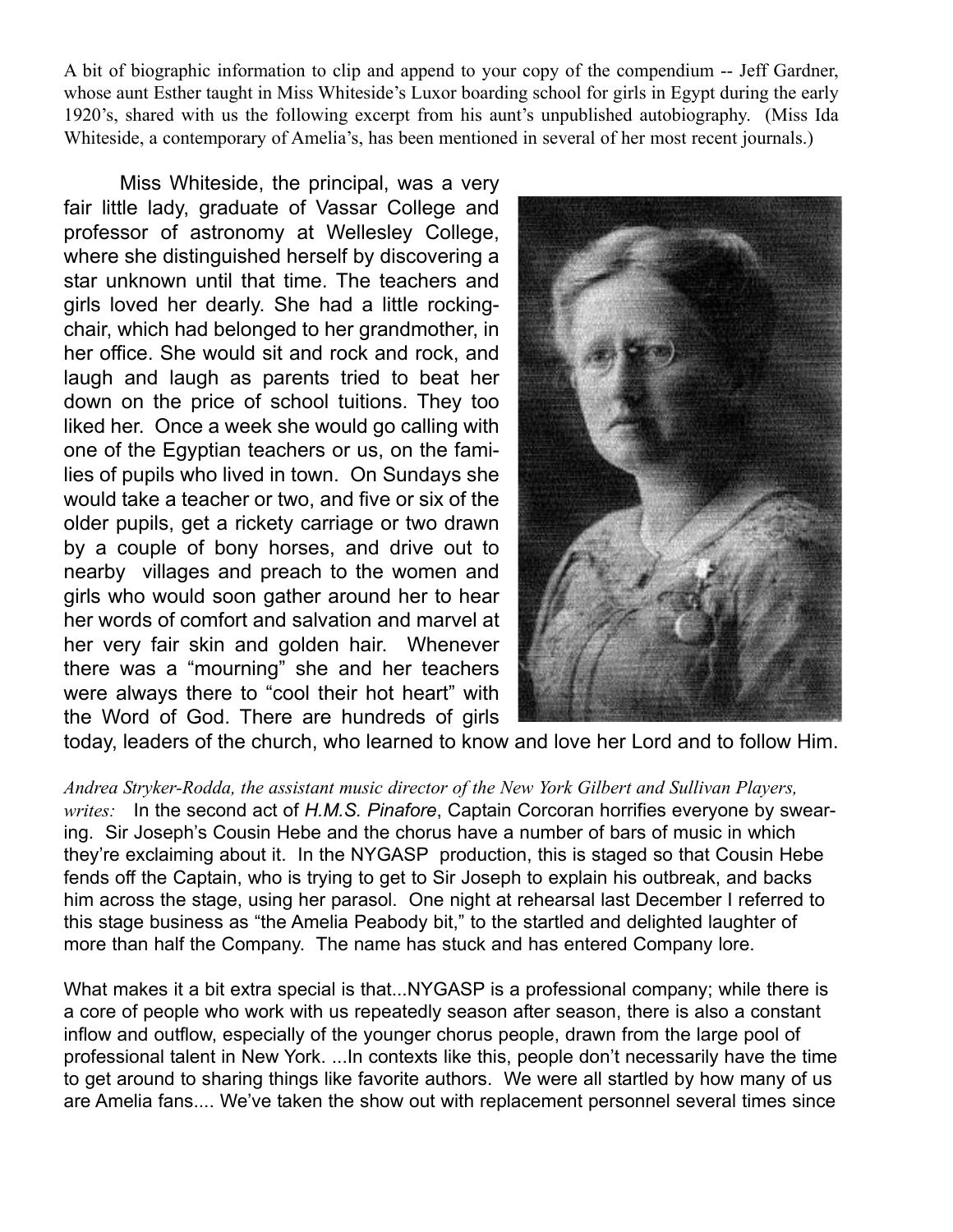A bit of biographic information to clip and append to your copy of the compendium -- Jeff Gardner, whose aunt Esther taught in Miss Whiteside's Luxor boarding school for girls in Egypt during the early 1920's, shared with us the following excerpt from his aunt's unpublished autobiography. (Miss Ida Whiteside, a contemporary of Amelia's, has been mentioned in several of her most recent journals.)

Miss Whiteside, the principal, was a very fair little lady, graduate of Vassar College and professor of astronomy at Wellesley College, where she distinguished herself by discovering a star unknown until that time. The teachers and girls loved her dearly. She had a little rocking-chair, which had belonged to her grandmother, in her office. She would sit and rock and rock, and laugh and laugh as parents tried to beat her down on the price of school tuitions. They too liked her. Once a week she would go calling with one of the Egyptian teachers or us, on the families of pupils who lived in town. On Sundays she would take a teacher or two, and five or six of the older pupils, get a rickety carriage or two drawn by a couple of bony horses, and drive out to nearby villages and preach to the women and girls who would soon gather around her to hear her words of comfort and salvation and marvel at her very fair skin and golden hair. Whenever there was a "mourning" she and her teachers were always there to "cool their hot heart" with the Word of God. There are hundreds of girls today, leaders of the church, who learned to know and love her Lord and to follow Him.

*Andrea Stryker-Rodda, the assistant music director of the New York Gilbert and Sullivan Players, writes:* In the second act of *H.M.S. Pinafore*, Captain Corcoran horrifies everyone by swearing. Sir Joseph's Cousin Hebe and the chorus have a number of bars of music in which they're exclaiming about it. In the NYGASP production, this is staged so that Cousin Hebe fends off the Captain, who is trying to get to Sir Joseph to explain his outbreak, and backs him across the stage, using her parasol. One night at rehearsal last December I referred to this stage business as "the Amelia Peabody bit," to the startled and delighted laughter of more than half the Company. The name has stuck and has entered Company lore.

What makes it a bit extra special is that...NYGASP is a professional company; while there is a core of people who work with us repeatedly season after season, there is also a constant inflow and outflow, especially of the younger chorus people, drawn from the large pool of professional talent in New York. ...In contexts like this, people don't necessarily have the time to get around to sharing things like favorite authors. We were all startled by how many of us are Amelia fans.... We've taken the show out with replacement personnel several times since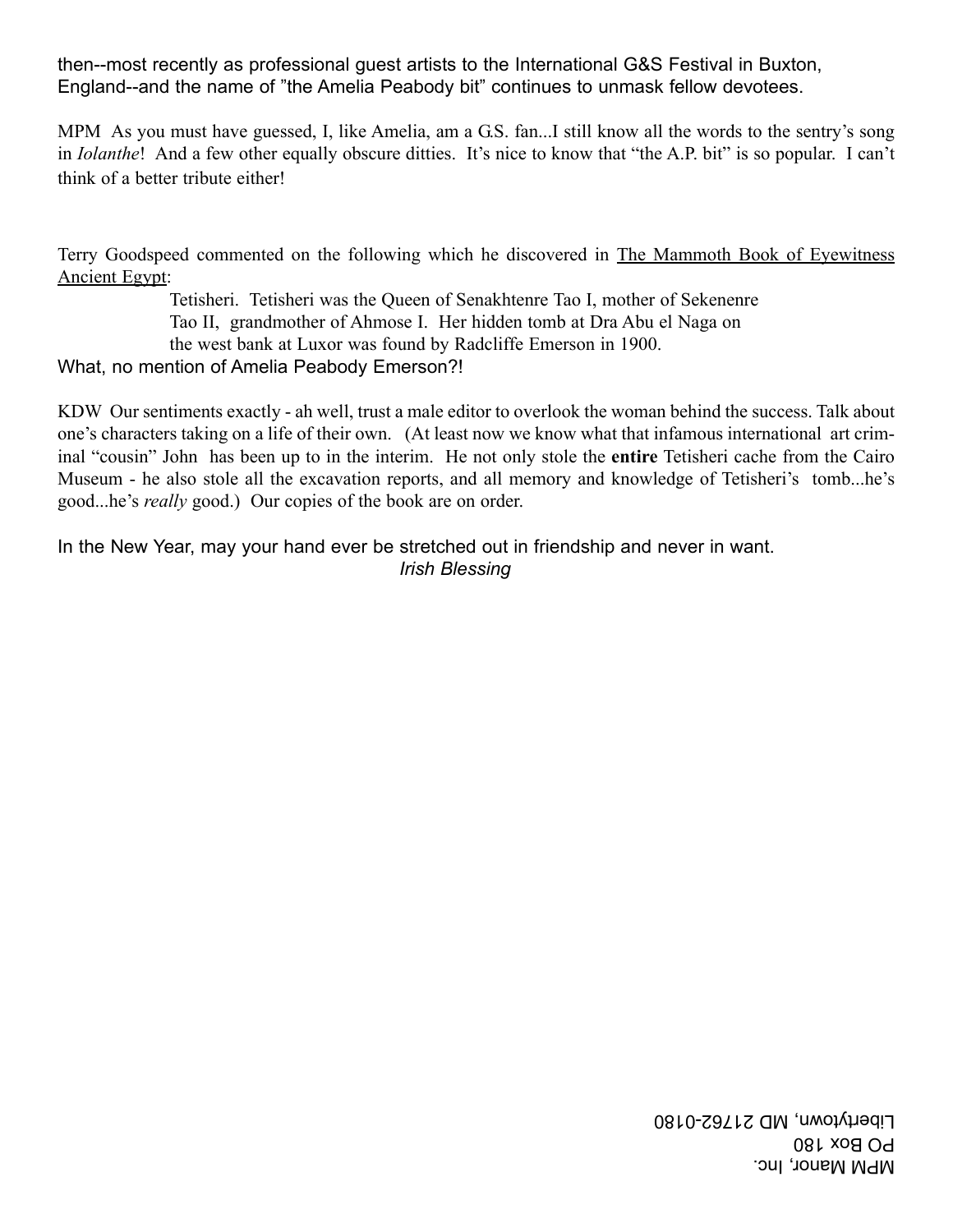then--most recently as professional guest artists to the International G&S Festival in Buxton, England--and the name of "the Amelia Peabody bit" continues to unmask fellow devotees.

MPM As you must have guessed, I, like Amelia, am a G.S. fan...I still know all the words to the sentry's song in *Iolanthe*! And a few other equally obscure ditties. It's nice to know that "the A.P. bit" is so popular. I can't think of a better tribute either!

Terry Goodspeed commented on the following which he discovered in The Mammoth Book of Eyewitness Ancient Egypt:

> Tetisheri. Tetisheri was the Queen of Senakhtenre Tao I, mother of Sekenenre Tao II, grandmother of Ahmose I. Her hidden tomb at Dra Abu el Naga on the west bank at Luxor was found by Radcliffe Emerson in 1900.

What, no mention of Amelia Peabody Emerson?!

KDW Our sentiments exactly - ah well, trust a male editor to overlook the woman behind the success. Talk about one's characters taking on a life of their own. (At least now we know what that infamous international art criminal "cousin" John has been up to in the interim. He not only stole the **entire** Tetisheri cache from the Cairo Museum - he also stole all the excavation reports, and all memory and knowledge of Tetisheri's tomb...he's good...he's *really* good.) Our copies of the book are on order.

In the New Year, may your hand ever be stretched out in friendship and never in want.

*Irish Blessing*

MPM Manor, Inc.
PO Box 180
Libertytown, MD 21762-0180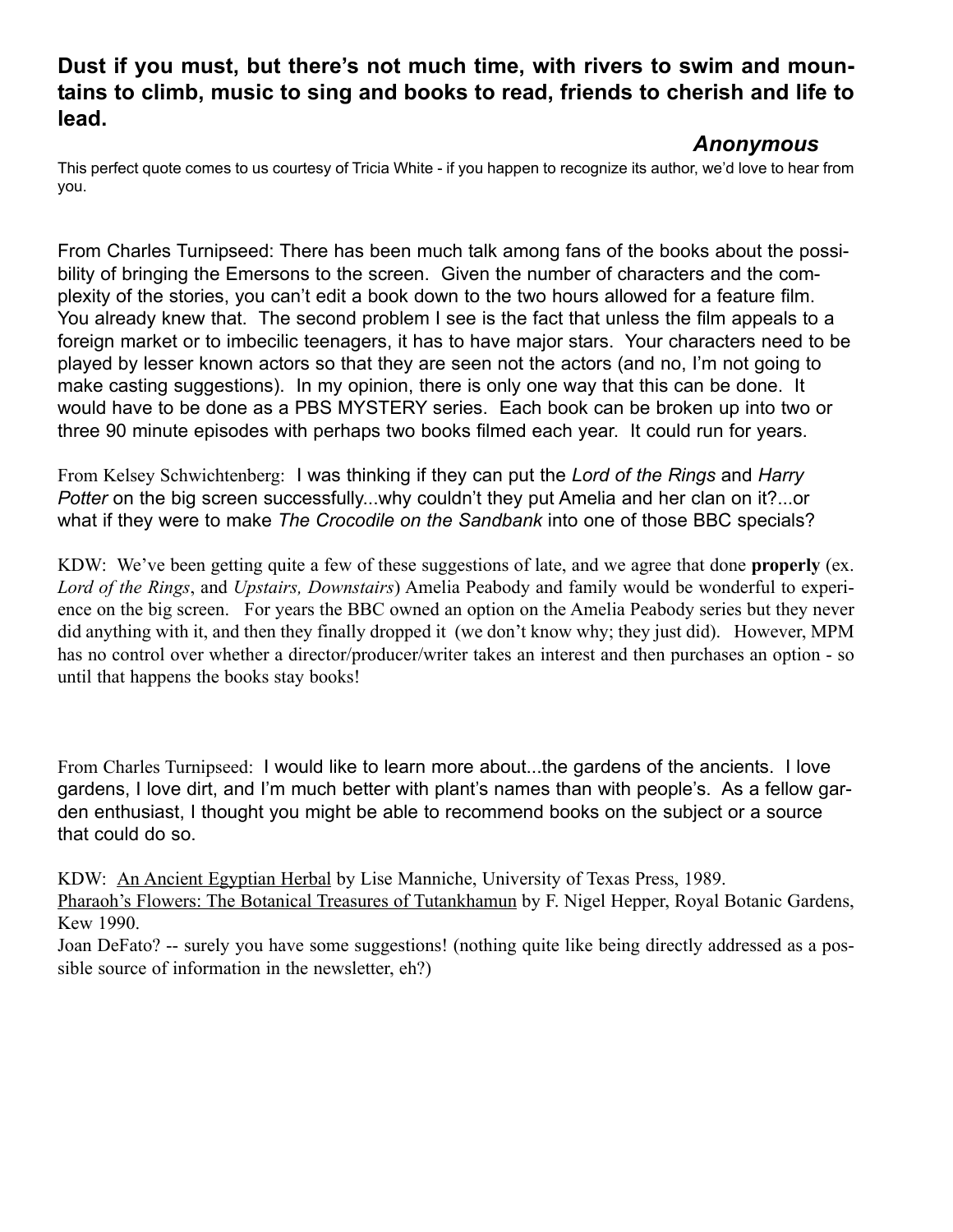**Dust if you must, but there's not much time, with rivers to swim and mountains to climb, music to sing and books to read, friends to cherish and life to lead.**

***Anonymous***

This perfect quote comes to us courtesy of Tricia White - if you happen to recognize its author, we'd love to hear from you.

From Charles Turnipseed: There has been much talk among fans of the books about the possibility of bringing the Emersons to the screen. Given the number of characters and the complexity of the stories, you can't edit a book down to the two hours allowed for a feature film. You already knew that. The second problem I see is the fact that unless the film appeals to a foreign market or to imbecilic teenagers, it has to have major stars. Your characters need to be played by lesser known actors so that they are seen not the actors (and no, I'm not going to make casting suggestions). In my opinion, there is only one way that this can be done. It would have to be done as a PBS MYSTERY series. Each book can be broken up into two or three 90 minute episodes with perhaps two books filmed each year. It could run for years.

From Kelsey Schwichtenberg: I was thinking if they can put the *Lord of the Rings* and *Harry Potter* on the big screen successfully...why couldn't they put Amelia and her clan on it?...or what if they were to make *The Crocodile on the Sandbank* into one of those BBC specials?

KDW: We've been getting quite a few of these suggestions of late, and we agree that done **properly** (ex. *Lord of the Rings*, and *Upstairs, Downstairs*) Amelia Peabody and family would be wonderful to experience on the big screen. For years the BBC owned an option on the Amelia Peabody series but they never did anything with it, and then they finally dropped it (we don't know why; they just did). However, MPM has no control over whether a director/producer/writer takes an interest and then purchases an option - so until that happens the books stay books!

From Charles Turnipseed: I would like to learn more about...the gardens of the ancients. I love gardens, I love dirt, and I'm much better with plant's names than with people's. As a fellow garden enthusiast, I thought you might be able to recommend books on the subject or a source that could do so.

KDW: An Ancient Egyptian Herbal by Lise Manniche, University of Texas Press, 1989.
Pharaoh's Flowers: The Botanical Treasures of Tutankhamun by F. Nigel Hepper, Royal Botanic Gardens, Kew 1990.
Joan DeFato? -- surely you have some suggestions! (nothing quite like being directly addressed as a possible source of information in the newsletter, eh?)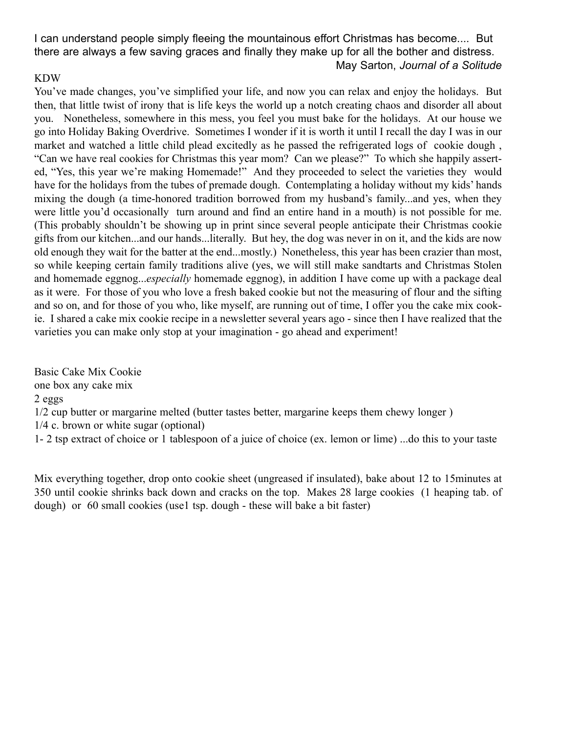I can understand people simply fleeing the mountainous effort Christmas has become.... But there are always a few saving graces and finally they make up for all the bother and distress.

May Sarton, *Journal of a Solitude*

KDW

You've made changes, you've simplified your life, and now you can relax and enjoy the holidays. But then, that little twist of irony that is life keys the world up a notch creating chaos and disorder all about you. Nonetheless, somewhere in this mess, you feel you must bake for the holidays. At our house we go into Holiday Baking Overdrive. Sometimes I wonder if it is worth it until I recall the day I was in our market and watched a little child plead excitedly as he passed the refrigerated logs of cookie dough , "Can we have real cookies for Christmas this year mom? Can we please?" To which she happily asserted, "Yes, this year we're making Homemade!" And they proceeded to select the varieties they would have for the holidays from the tubes of premade dough. Contemplating a holiday without my kids' hands mixing the dough (a time-honored tradition borrowed from my husband's family...and yes, when they were little you'd occasionally turn around and find an entire hand in a mouth) is not possible for me. (This probably shouldn't be showing up in print since several people anticipate their Christmas cookie gifts from our kitchen...and our hands...literally. But hey, the dog was never in on it, and the kids are now old enough they wait for the batter at the end...mostly.) Nonetheless, this year has been crazier than most, so while keeping certain family traditions alive (yes, we will still make sandtarts and Christmas Stolen and homemade eggnog...*especially* homemade eggnog), in addition I have come up with a package deal as it were. For those of you who love a fresh baked cookie but not the measuring of flour and the sifting and so on, and for those of you who, like myself, are running out of time, I offer you the cake mix cookie. I shared a cake mix cookie recipe in a newsletter several years ago - since then I have realized that the varieties you can make only stop at your imagination - go ahead and experiment!

Basic Cake Mix Cookie

one box any cake mix

2 eggs

1/2 cup butter or margarine melted (butter tastes better, margarine keeps them chewy longer )

1/4 c. brown or white sugar (optional)

1- 2 tsp extract of choice or 1 tablespoon of a juice of choice (ex. lemon or lime) ...do this to your taste

Mix everything together, drop onto cookie sheet (ungreased if insulated), bake about 12 to 15minutes at 350 until cookie shrinks back down and cracks on the top. Makes 28 large cookies (1 heaping tab. of dough) or 60 small cookies (use1 tsp. dough - these will bake a bit faster)